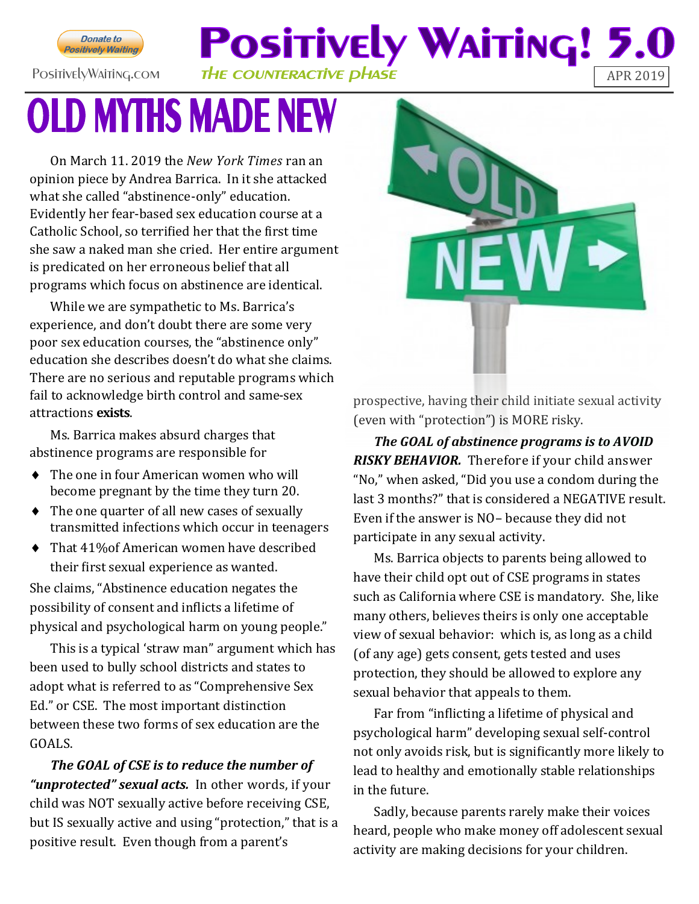Donate to Positively Waiting

PositivelyWaiting.com

# Positively Waiting! 5.0

*The Counteractive Phase*

APR 2019

# OLD MYTHS MADE NEW

On March 11. 2019 the *New York Times* ran an opinion piece by Andrea Barrica. In it she attacked what she called "abstinence-only" education. Evidently her fear-based sex education course at a Catholic School, so terrified her that the first time she saw a naked man she cried. Her entire argument is predicated on her erroneous belief that all programs which focus on abstinence are identical.

While we are sympathetic to Ms. Barrica's experience, and don't doubt there are some very poor sex education courses, the "abstinence only" education she describes doesn't do what she claims. There are no serious and reputable programs which fail to acknowledge birth control and same-sex attractions **exists**.

Ms. Barrica makes absurd charges that abstinence programs are responsible for

- The one in four American women who will become pregnant by the time they turn 20.
- The one quarter of all new cases of sexually transmitted infections which occur in teenagers
- That 41%of American women have described their first sexual experience as wanted.

She claims, "Abstinence education negates the possibility of consent and inflicts a lifetime of physical and psychological harm on young people."

This is a typical 'straw man" argument which has been used to bully school districts and states to adopt what is referred to as "Comprehensive Sex Ed." or CSE. The most important distinction between these two forms of sex education are the GOALS.

***The GOAL of CSE is to reduce the number of "unprotected" sexual acts.*** In other words, if your child was NOT sexually active before receiving CSE, but IS sexually active and using "protection," that is a positive result. Even though from a parent's prospective, having their child initiate sexual activity (even with "protection") is MORE risky.

***The GOAL of abstinence programs is to AVOID RISKY BEHAVIOR.*** Therefore if your child answer "No," when asked, "Did you use a condom during the last 3 months?" that is considered a NEGATIVE result. Even if the answer is NO– because they did not participate in any sexual activity.

Ms. Barrica objects to parents being allowed to have their child opt out of CSE programs in states such as California where CSE is mandatory. She, like many others, believes theirs is only one acceptable view of sexual behavior: which is, as long as a child (of any age) gets consent, gets tested and uses protection, they should be allowed to explore any sexual behavior that appeals to them.

Far from "inflicting a lifetime of physical and psychological harm" developing sexual self-control not only avoids risk, but is significantly more likely to lead to healthy and emotionally stable relationships in the future.

Sadly, because parents rarely make their voices heard, people who make money off adolescent sexual activity are making decisions for your children.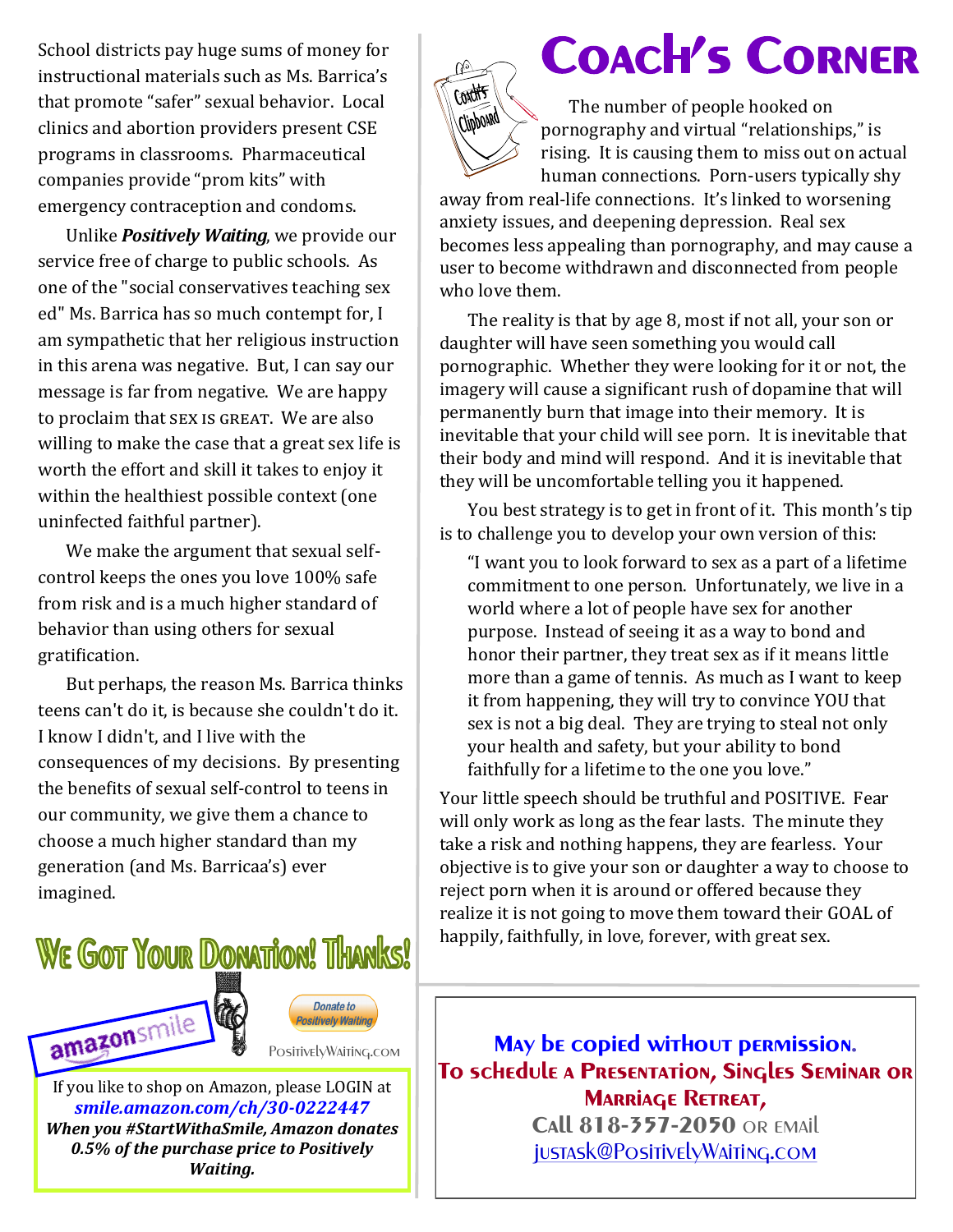School districts pay huge sums of money for instructional materials such as Ms. Barrica's that promote "safer" sexual behavior. Local clinics and abortion providers present CSE programs in classrooms. Pharmaceutical companies provide "prom kits" with emergency contraception and condoms.

Unlike ***Positively Waiting***, we provide our service free of charge to public schools. As one of the "social conservatives teaching sex ed" Ms. Barrica has so much contempt for, I am sympathetic that her religious instruction in this arena was negative. But, I can say our message is far from negative. We are happy to proclaim that SEX IS GREAT. We are also willing to make the case that a great sex life is worth the effort and skill it takes to enjoy it within the healthiest possible context (one uninfected faithful partner).

We make the argument that sexual self-control keeps the ones you love 100% safe from risk and is a much higher standard of behavior than using others for sexual gratification.

But perhaps, the reason Ms. Barrica thinks teens can't do it, is because she couldn't do it. I know I didn't, and I live with the consequences of my decisions. By presenting the benefits of sexual self-control to teens in our community, we give them a chance to choose a much higher standard than my generation (and Ms. Barricaa's) ever imagined.

## We Got Your Donation! Thanks!

amazonsmile

Donate to Positively Waiting

PositivelyWaiting.com

If you like to shop on Amazon, please LOGIN at ***smile.amazon.com/ch/30-0222447***
***When you #StartWithaSmile, Amazon donates 0.5% of the purchase price to Positively Waiting.***

# Coach's Corner

Coach's Clipboard

The number of people hooked on pornography and virtual "relationships," is rising. It is causing them to miss out on actual human connections. Porn-users typically shy away from real-life connections. It's linked to worsening anxiety issues, and deepening depression. Real sex becomes less appealing than pornography, and may cause a user to become withdrawn and disconnected from people who love them.

The reality is that by age 8, most if not all, your son or daughter will have seen something you would call pornographic. Whether they were looking for it or not, the imagery will cause a significant rush of dopamine that will permanently burn that image into their memory. It is inevitable that your child will see porn. It is inevitable that their body and mind will respond. And it is inevitable that they will be uncomfortable telling you it happened.

You best strategy is to get in front of it. This month's tip is to challenge you to develop your own version of this:

> "I want you to look forward to sex as a part of a lifetime commitment to one person. Unfortunately, we live in a world where a lot of people have sex for another purpose. Instead of seeing it as a way to bond and honor their partner, they treat sex as if it means little more than a game of tennis. As much as I want to keep it from happening, they will try to convince YOU that sex is not a big deal. They are trying to steal not only your health and safety, but your ability to bond faithfully for a lifetime to the one you love."

Your little speech should be truthful and POSITIVE. Fear will only work as long as the fear lasts. The minute they take a risk and nothing happens, they are fearless. Your objective is to give your son or daughter a way to choose to reject porn when it is around or offered because they realize it is not going to move them toward their GOAL of happily, faithfully, in love, forever, with great sex.

**May be copied without permission.**
**To schedule a Presentation, Singles Seminar or Marriage Retreat,**
**Call 818-357-2050** or email
justask@PositivelyWaiting.com